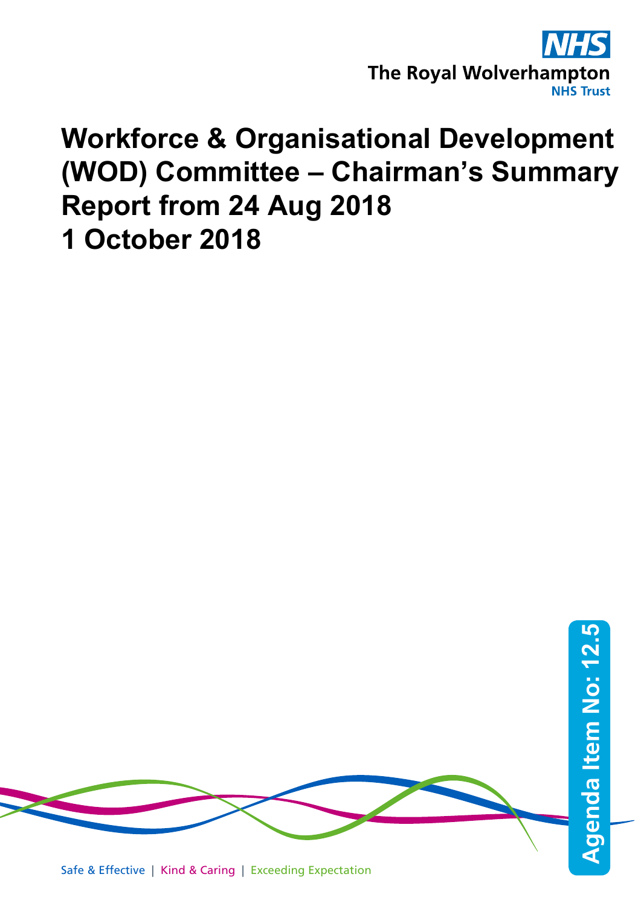NHS

The Royal Wolverhampton NHS Trust

# Workforce & Organisational Development (WOD) Committee – Chairman's Summary Report from 24 Aug 2018
# 1 October 2018

Agenda Item No: 12.5

Safe & Effective | Kind & Caring | Exceeding Expectation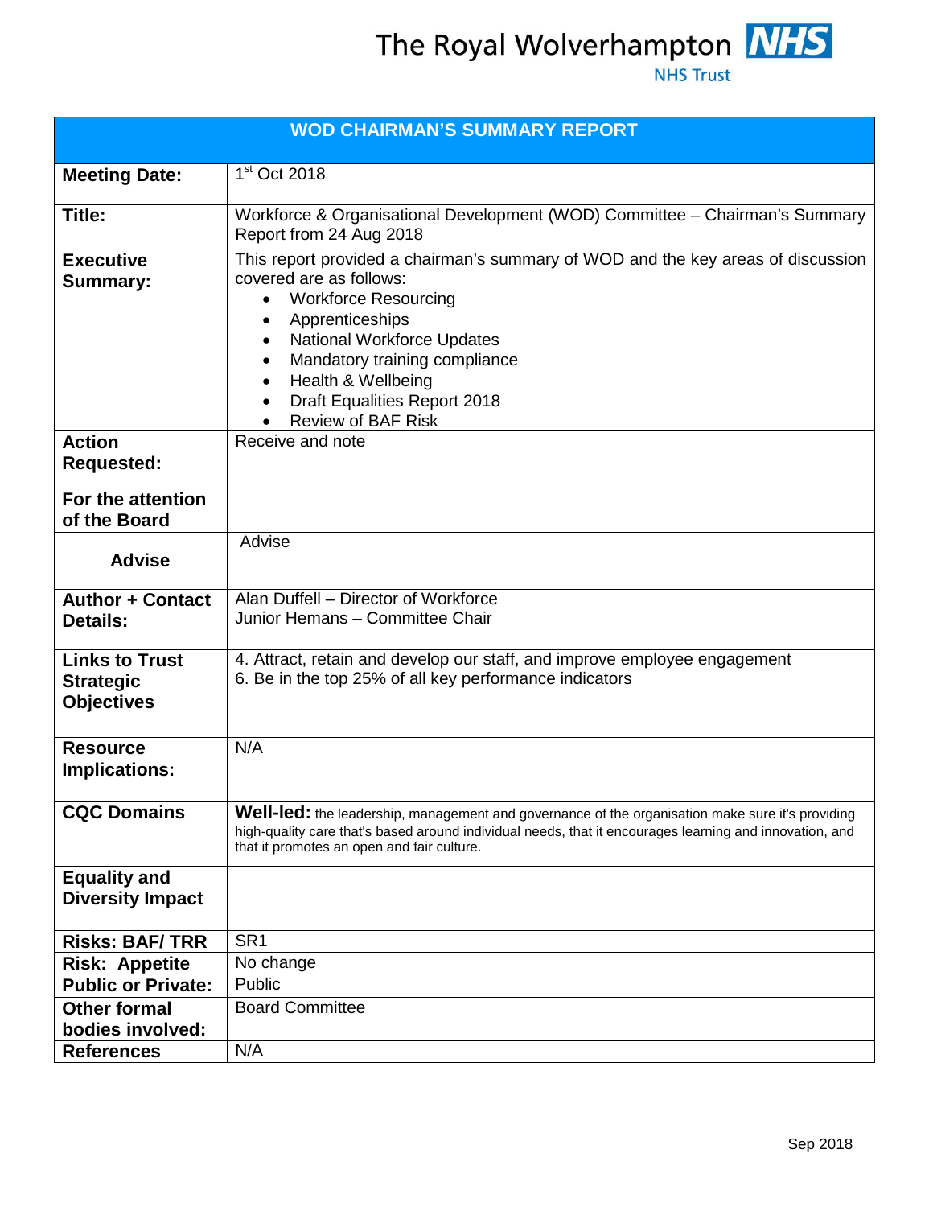The Royal Wolverhampton **NHS** NHS Trust

| WOD CHAIRMAN'S SUMMARY REPORT | |
|---|---|
| **Meeting Date:** | 1st Oct 2018 |
| **Title:** | Workforce & Organisational Development (WOD) Committee – Chairman's Summary Report from 24 Aug 2018 |
| **Executive Summary:** | This report provided a chairman's summary of WOD and the key areas of discussion covered are as follows:<br>• Workforce Resourcing<br>• Apprenticeships<br>• National Workforce Updates<br>• Mandatory training compliance<br>• Health & Wellbeing<br>• Draft Equalities Report 2018<br>• Review of BAF Risk |
| **Action Requested:** | Receive and note |
| **For the attention of the Board** | |
| **Advise** | Advise |
| **Author + Contact Details:** | Alan Duffell – Director of Workforce<br>Junior Hemans – Committee Chair |
| **Links to Trust Strategic Objectives** | 4. Attract, retain and develop our staff, and improve employee engagement<br>6. Be in the top 25% of all key performance indicators |
| **Resource Implications:** | N/A |
| **CQC Domains** | **Well-led:** the leadership, management and governance of the organisation make sure it's providing high-quality care that's based around individual needs, that it encourages learning and innovation, and that it promotes an open and fair culture. |
| **Equality and Diversity Impact** | |
| **Risks: BAF/ TRR** | SR1 |
| **Risk: Appetite** | No change |
| **Public or Private:** | Public |
| **Other formal bodies involved:** | Board Committee |
| **References** | N/A |

Sep 2018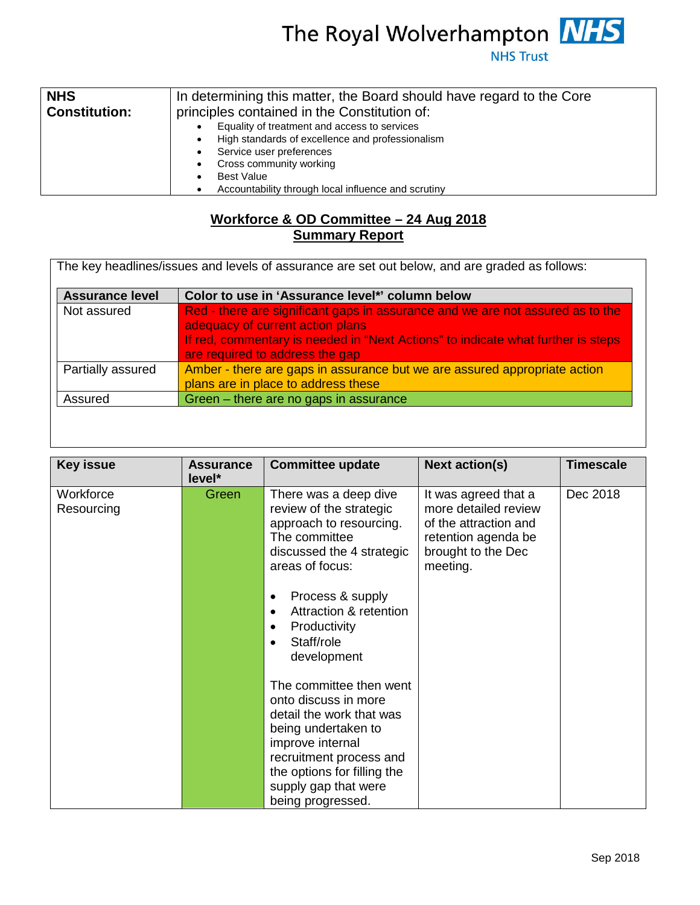| **NHS Constitution:** | In determining this matter, the Board should have regard to the Core principles contained in the Constitution of: <br>• Equality of treatment and access to services <br>• High standards of excellence and professionalism <br>• Service user preferences <br>• Cross community working <br>• Best Value <br>• Accountability through local influence and scrutiny |
|---|---|

## Workforce & OD Committee – 24 Aug 2018
## Summary Report

The key headlines/issues and levels of assurance are set out below, and are graded as follows:

| Assurance level | Color to use in 'Assurance level*' column below |
|---|---|
| Not assured | Red - there are significant gaps in assurance and we are not assured as to the adequacy of current action plans<br>If red, commentary is needed in "Next Actions" to indicate what further is steps are required to address the gap |
| Partially assured | Amber - there are gaps in assurance but we are assured appropriate action plans are in place to address these |
| Assured | Green – there are no gaps in assurance |

| Key issue | Assurance level* | Committee update | Next action(s) | Timescale |
|---|---|---|---|---|
| Workforce Resourcing | Green | There was a deep dive review of the strategic approach to resourcing. The committee discussed the 4 strategic areas of focus:<br><br>• Process & supply<br>• Attraction & retention<br>• Productivity<br>• Staff/role development<br><br>The committee then went onto discuss in more detail the work that was being undertaken to improve internal recruitment process and the options for filling the supply gap that were being progressed. | It was agreed that a more detailed review of the attraction and retention agenda be brought to the Dec meeting. | Dec 2018 |

Sep 2018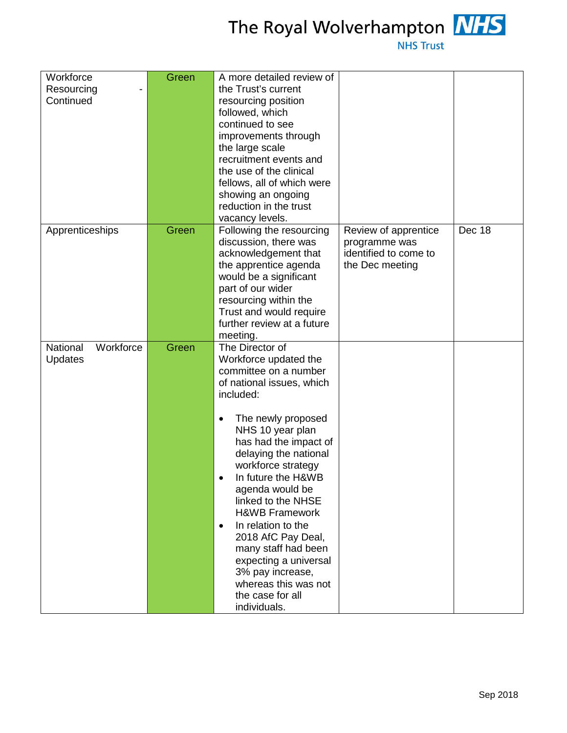| | | | | |
|---|---|---|---|---|
| Workforce Resourcing - Continued | Green | A more detailed review of the Trust's current resourcing position followed, which continued to see improvements through the large scale recruitment events and the use of the clinical fellows, all of which were showing an ongoing reduction in the trust vacancy levels. | | |
| Apprenticeships | Green | Following the resourcing discussion, there was acknowledgement that the apprentice agenda would be a significant part of our wider resourcing within the Trust and would require further review at a future meeting. | Review of apprentice programme was identified to come to the Dec meeting | Dec 18 |
| National Workforce Updates | Green | The Director of Workforce updated the committee on a number of national issues, which included:<br><br>• The newly proposed NHS 10 year plan has had the impact of delaying the national workforce strategy<br>• In future the H&WB agenda would be linked to the NHSE H&WB Framework<br>• In relation to the 2018 AfC Pay Deal, many staff had been expecting a universal 3% pay increase, whereas this was not the case for all individuals. | | |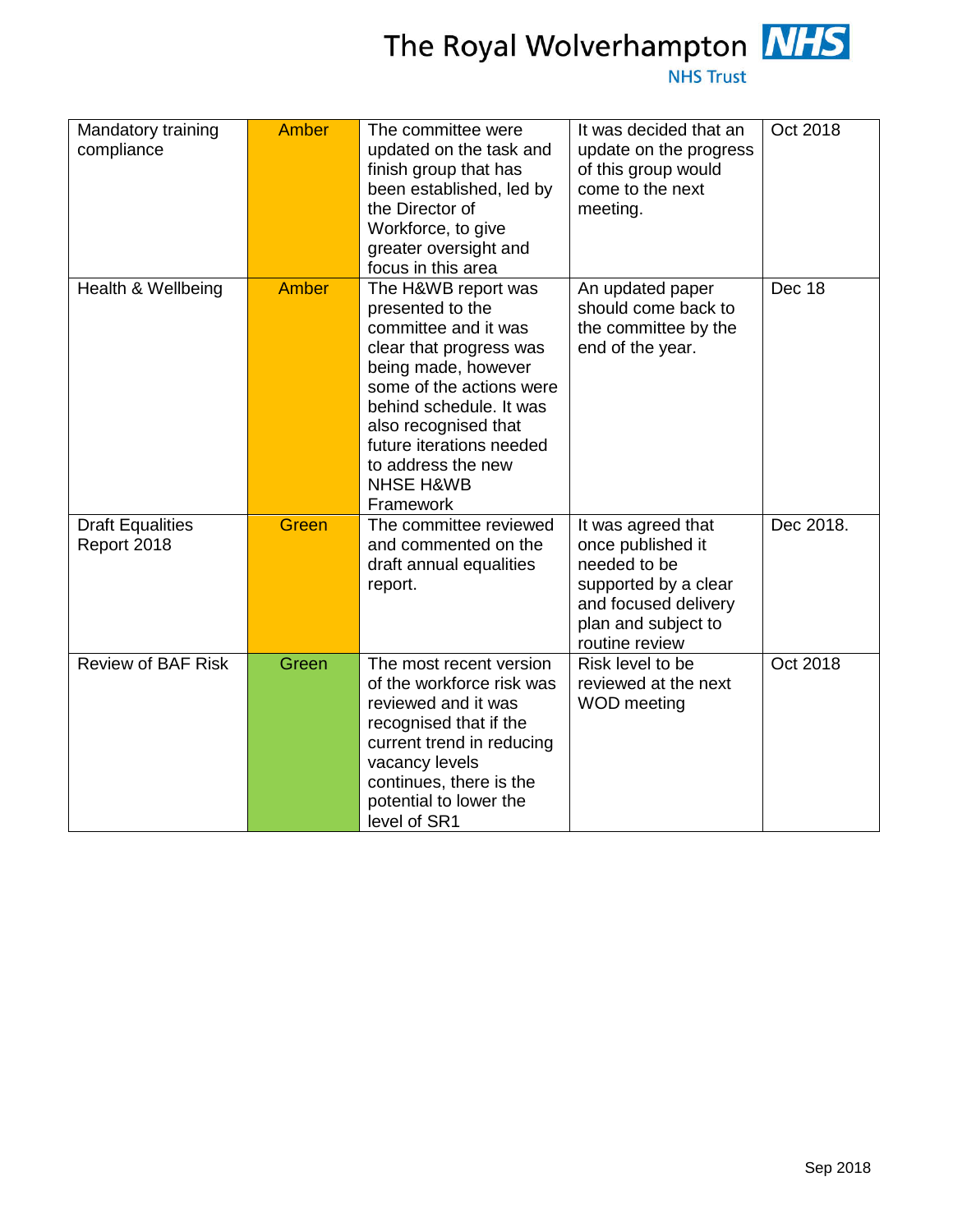| | | | | |
|---|---|---|---|---|
| Mandatory training compliance | Amber | The committee were updated on the task and finish group that has been established, led by the Director of Workforce, to give greater oversight and focus in this area | It was decided that an update on the progress of this group would come to the next meeting. | Oct 2018 |
| Health & Wellbeing | Amber | The H&WB report was presented to the committee and it was clear that progress was being made, however some of the actions were behind schedule. It was also recognised that future iterations needed to address the new NHSE H&WB Framework | An updated paper should come back to the committee by the end of the year. | Dec 18 |
| Draft Equalities Report 2018 | Green | The committee reviewed and commented on the draft annual equalities report. | It was agreed that once published it needed to be supported by a clear and focused delivery plan and subject to routine review | Dec 2018. |
| Review of BAF Risk | Green | The most recent version of the workforce risk was reviewed and it was recognised that if the current trend in reducing vacancy levels continues, there is the potential to lower the level of SR1 | Risk level to be reviewed at the next WOD meeting | Oct 2018 |